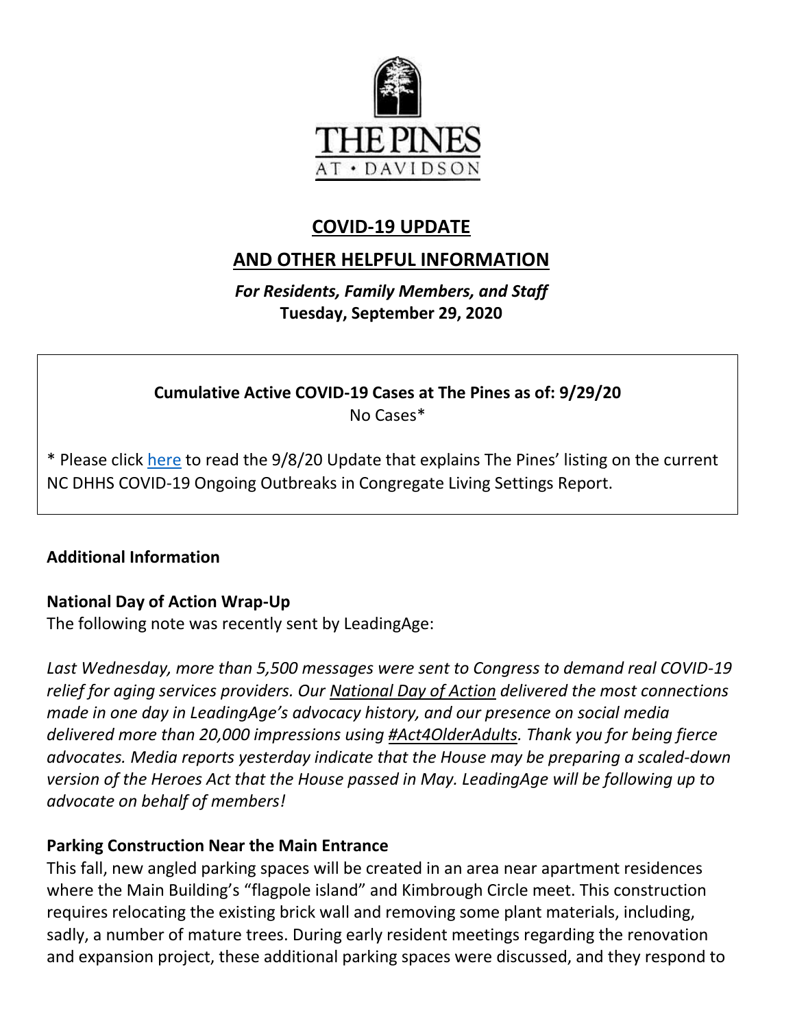THE PINES

AT • DAVIDSON

# COVID-19 UPDATE

# AND OTHER HELPFUL INFORMATION

***For Residents, Family Members, and Staff***

**Tuesday, September 29, 2020**

**Cumulative Active COVID-19 Cases at The Pines as of: 9/29/20**

No Cases*

* Please click here to read the 9/8/20 Update that explains The Pines' listing on the current NC DHHS COVID-19 Ongoing Outbreaks in Congregate Living Settings Report.

### Additional Information

**National Day of Action Wrap-Up**

The following note was recently sent by LeadingAge:

*Last Wednesday, more than 5,500 messages were sent to Congress to demand real COVID-19 relief for aging services providers. Our National Day of Action delivered the most connections made in one day in LeadingAge's advocacy history, and our presence on social media delivered more than 20,000 impressions using #Act4OlderAdults. Thank you for being fierce advocates. Media reports yesterday indicate that the House may be preparing a scaled-down version of the Heroes Act that the House passed in May. LeadingAge will be following up to advocate on behalf of members!*

**Parking Construction Near the Main Entrance**

This fall, new angled parking spaces will be created in an area near apartment residences where the Main Building's "flagpole island" and Kimbrough Circle meet. This construction requires relocating the existing brick wall and removing some plant materials, including, sadly, a number of mature trees. During early resident meetings regarding the renovation and expansion project, these additional parking spaces were discussed, and they respond to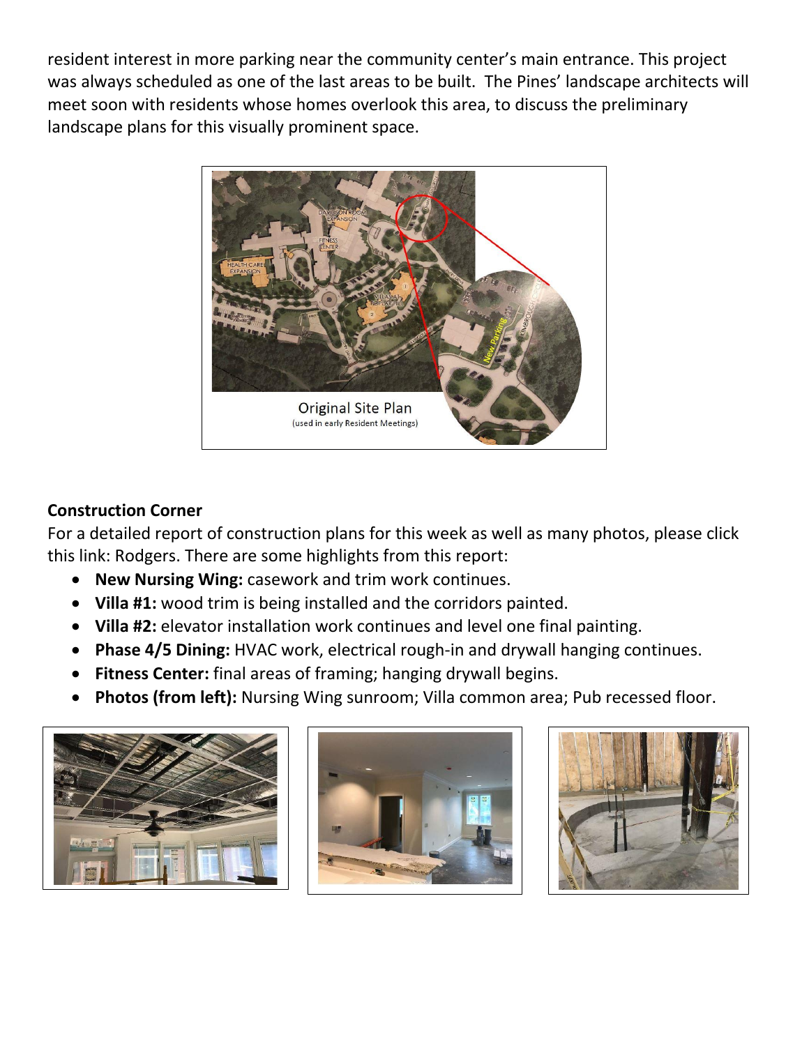resident interest in more parking near the community center's main entrance. This project was always scheduled as one of the last areas to be built. The Pines' landscape architects will meet soon with residents whose homes overlook this area, to discuss the preliminary landscape plans for this visually prominent space.

Original Site Plan
(used in early Resident Meetings)

**Construction Corner**

For a detailed report of construction plans for this week as well as many photos, please click this link: Rodgers. There are some highlights from this report:

- **New Nursing Wing:** casework and trim work continues.
- **Villa #1:** wood trim is being installed and the corridors painted.
- **Villa #2:** elevator installation work continues and level one final painting.
- **Phase 4/5 Dining:** HVAC work, electrical rough-in and drywall hanging continues.
- **Fitness Center:** final areas of framing; hanging drywall begins.
- **Photos (from left):** Nursing Wing sunroom; Villa common area; Pub recessed floor.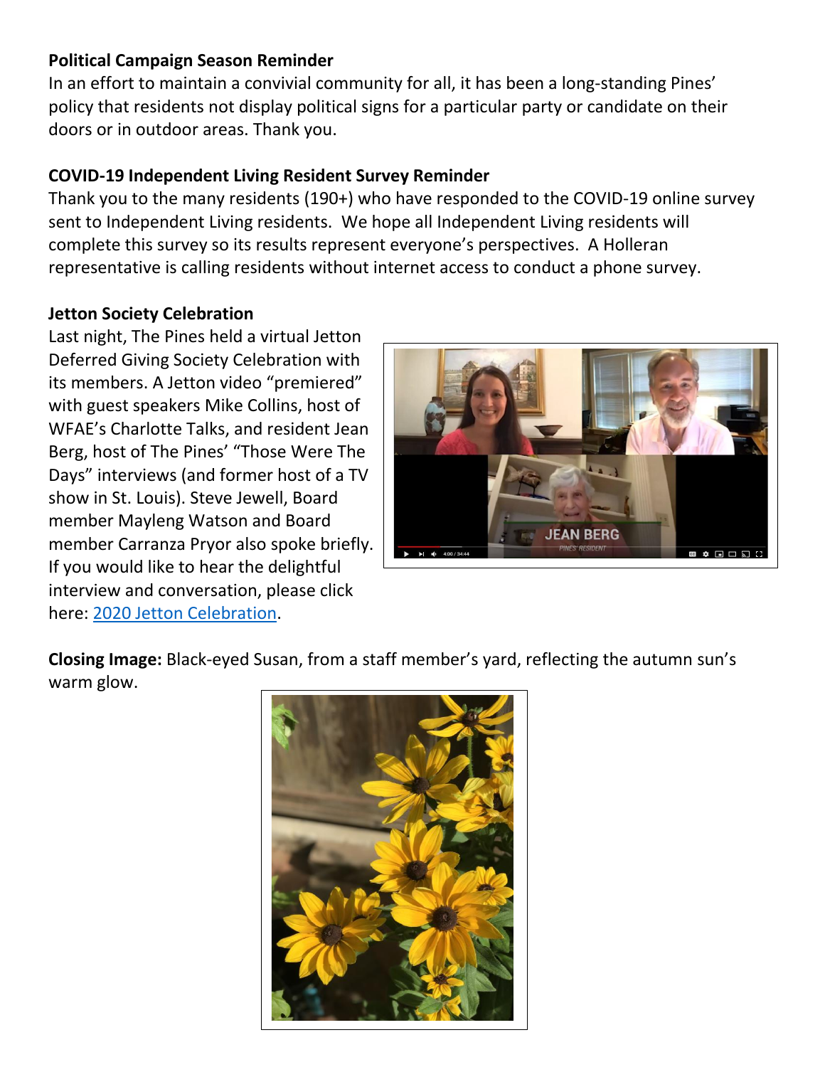**Political Campaign Season Reminder**

In an effort to maintain a convivial community for all, it has been a long-standing Pines' policy that residents not display political signs for a particular party or candidate on their doors or in outdoor areas. Thank you.

**COVID-19 Independent Living Resident Survey Reminder**

Thank you to the many residents (190+) who have responded to the COVID-19 online survey sent to Independent Living residents. We hope all Independent Living residents will complete this survey so its results represent everyone's perspectives. A Holleran representative is calling residents without internet access to conduct a phone survey.

**Jetton Society Celebration**

Last night, The Pines held a virtual Jetton Deferred Giving Society Celebration with its members. A Jetton video "premiered" with guest speakers Mike Collins, host of WFAE's Charlotte Talks, and resident Jean Berg, host of The Pines' "Those Were The Days" interviews (and former host of a TV show in St. Louis). Steve Jewell, Board member Mayleng Watson and Board member Carranza Pryor also spoke briefly. If you would like to hear the delightful interview and conversation, please click here: 2020 Jetton Celebration.

**Closing Image:** Black-eyed Susan, from a staff member's yard, reflecting the autumn sun's warm glow.